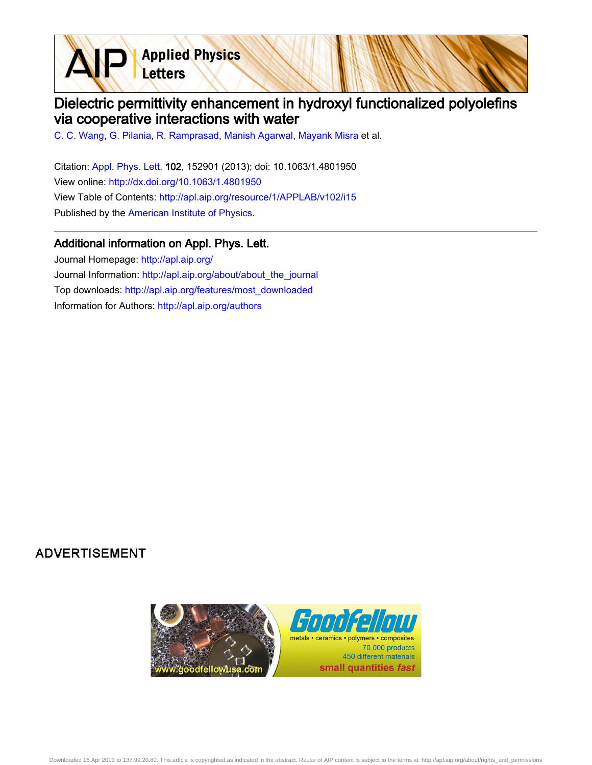# Dielectric permittivity enhancement in hydroxyl functionalized polyolefins via cooperative interactions with water

C. C. Wang, G. Pilania, R. Ramprasad, Manish Agarwal, Mayank Misra et al.

Citation: Appl. Phys. Lett. **102**, 152901 (2013); doi: 10.1063/1.4801950

View online: http://dx.doi.org/10.1063/1.4801950

View Table of Contents: http://apl.aip.org/resource/1/APPLAB/v102/i15

Published by the American Institute of Physics.

## Additional information on Appl. Phys. Lett.

Journal Homepage: http://apl.aip.org/

Journal Information: http://apl.aip.org/about/about_the_journal

Top downloads: http://apl.aip.org/features/most_downloaded

Information for Authors: http://apl.aip.org/authors

ADVERTISEMENT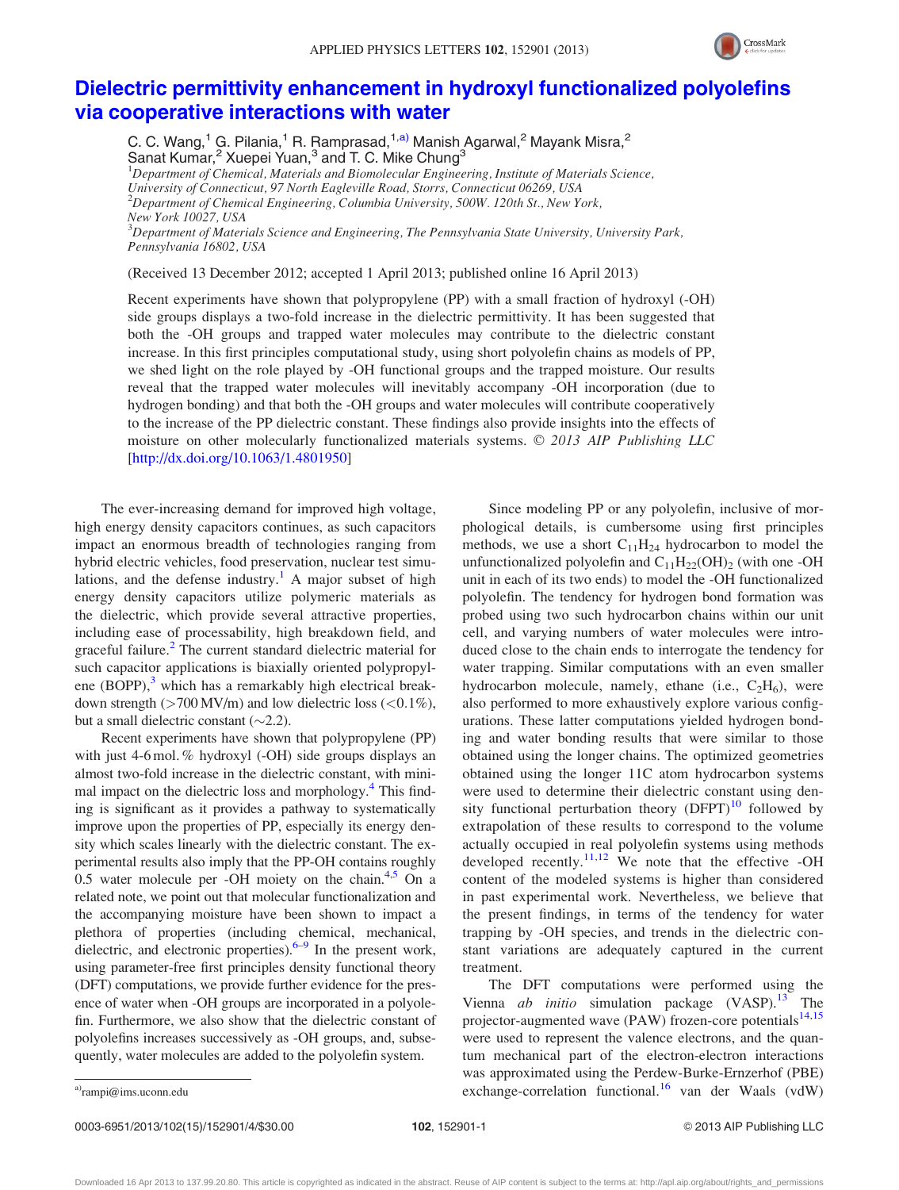# Dielectric permittivity enhancement in hydroxyl functionalized polyolefins via cooperative interactions with water

C. C. Wang,[1] G. Pilania,[1] R. Ramprasad,[1,a)] Manish Agarwal,[2] Mayank Misra,[2] Sanat Kumar,[2] Xuepei Yuan,[3] and T. C. Mike Chung[3]

[1]*Department of Chemical, Materials and Biomolecular Engineering, Institute of Materials Science, University of Connecticut, 97 North Eagleville Road, Storrs, Connecticut 06269, USA*
[2]*Department of Chemical Engineering, Columbia University, 500W. 120th St., New York, New York 10027, USA*
[3]*Department of Materials Science and Engineering, The Pennsylvania State University, University Park, Pennsylvania 16802, USA*

(Received 13 December 2012; accepted 1 April 2013; published online 16 April 2013)

Recent experiments have shown that polypropylene (PP) with a small fraction of hydroxyl (-OH) side groups displays a two-fold increase in the dielectric permittivity. It has been suggested that both the -OH groups and trapped water molecules may contribute to the dielectric constant increase. In this first principles computational study, using short polyolefin chains as models of PP, we shed light on the role played by -OH functional groups and the trapped moisture. Our results reveal that the trapped water molecules will inevitably accompany -OH incorporation (due to hydrogen bonding) and that both the -OH groups and water molecules will contribute cooperatively to the increase of the PP dielectric constant. These findings also provide insights into the effects of moisture on other molecularly functionalized materials systems. © 2013 AIP Publishing LLC [http://dx.doi.org/10.1063/1.4801950]

The ever-increasing demand for improved high voltage, high energy density capacitors continues, as such capacitors impact an enormous breadth of technologies ranging from hybrid electric vehicles, food preservation, nuclear test simulations, and the defense industry.[1] A major subset of high energy density capacitors utilize polymeric materials as the dielectric, which provide several attractive properties, including ease of processability, high breakdown field, and graceful failure.[2] The current standard dielectric material for such capacitor applications is biaxially oriented polypropylene (BOPP),[3] which has a remarkably high electrical breakdown strength (>700 MV/m) and low dielectric loss (<0.1%), but a small dielectric constant (~2.2).

Recent experiments have shown that polypropylene (PP) with just 4-6 mol. % hydroxyl (-OH) side groups displays an almost two-fold increase in the dielectric constant, with minimal impact on the dielectric loss and morphology.[4] This finding is significant as it provides a pathway to systematically improve upon the properties of PP, especially its energy density which scales linearly with the dielectric constant. The experimental results also imply that the PP-OH contains roughly 0.5 water molecule per -OH moiety on the chain.[4,5] On a related note, we point out that molecular functionalization and the accompanying moisture have been shown to impact a plethora of properties (including chemical, mechanical, dielectric, and electronic properties).[6–9] In the present work, using parameter-free first principles density functional theory (DFT) computations, we provide further evidence for the presence of water when -OH groups are incorporated in a polyolefin. Furthermore, we also show that the dielectric constant of polyolefins increases successively as -OH groups, and, subsequently, water molecules are added to the polyolefin system.

Since modeling PP or any polyolefin, inclusive of morphological details, is cumbersome using first principles methods, we use a short $C_{11}H_{24}$ hydrocarbon to model the unfunctionalized polyolefin and $C_{11}H_{22}(OH)_2$ (with one -OH unit in each of its two ends) to model the -OH functionalized polyolefin. The tendency for hydrogen bond formation was probed using two such hydrocarbon chains within our unit cell, and varying numbers of water molecules were introduced close to the chain ends to interrogate the tendency for water trapping. Similar computations with an even smaller hydrocarbon molecule, namely, ethane (i.e., $C_2H_6$), were also performed to more exhaustively explore various configurations. These latter computations yielded hydrogen bonding and water bonding results that were similar to those obtained using the longer chains. The optimized geometries obtained using the longer 11C atom hydrocarbon systems were used to determine their dielectric constant using density functional perturbation theory (DFPT)[10] followed by extrapolation of these results to correspond to the volume actually occupied in real polyolefin systems using methods developed recently.[11,12] We note that the effective -OH content of the modeled systems is higher than considered in past experimental work. Nevertheless, we believe that the present findings, in terms of the tendency for water trapping by -OH species, and trends in the dielectric constant variations are adequately captured in the current treatment.

The DFT computations were performed using the Vienna *ab initio* simulation package (VASP).[13] The projector-augmented wave (PAW) frozen-core potentials[14,15] were used to represent the valence electrons, and the quantum mechanical part of the electron-electron interactions was approximated using the Perdew-Burke-Ernzerhof (PBE) exchange-correlation functional.[16] van der Waals (vdW)

a)rampi@ims.uconn.edu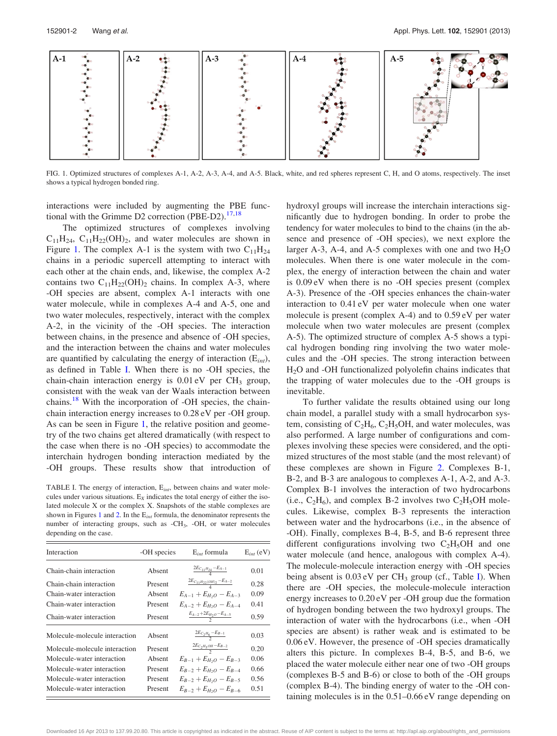FIG. 1. Optimized structures of complexes A-1, A-2, A-3, A-4, and A-5. Black, white, and red spheres represent C, H, and O atoms, respectively. The inset shows a typical hydrogen bonded ring.

interactions were included by augmenting the PBE functional with the Grimme D2 correction (PBE-D2).[17,18]

The optimized structures of complexes involving $C_{11}H_{24}$, $C_{11}H_{22}(OH)_2$, and water molecules are shown in Figure 1. The complex A-1 is the system with two $C_{11}H_{24}$ chains in a periodic supercell attempting to interact with each other at the chain ends, and, likewise, the complex A-2 contains two $C_{11}H_{22}(OH)_2$ chains. In complex A-3, where -OH species are absent, complex A-1 interacts with one water molecule, while in complexes A-4 and A-5, one and two water molecules, respectively, interact with the complex A-2, in the vicinity of the -OH species. The interaction between chains, in the presence and absence of -OH species, and the interaction between the chains and water molecules are quantified by calculating the energy of interaction ($E_{int}$), as defined in Table I. When there is no -OH species, the chain-chain interaction energy is 0.01 eV per $CH_3$ group, consistent with the weak van der Waals interaction between chains.[18] With the incorporation of -OH species, the chain-chain interaction energy increases to 0.28 eV per -OH group. As can be seen in Figure 1, the relative position and geometry of the two chains get altered dramatically (with respect to the case when there is no -OH species) to accommodate the interchain hydrogen bonding interaction mediated by the -OH groups. These results show that introduction of hydroxyl groups will increase the interchain interactions significantly due to hydrogen bonding. In order to probe the tendency for water molecules to bind to the chains (in the absence and presence of -OH species), we next explore the larger A-3, A-4, and A-5 complexes with one and two $H_2O$ molecules. When there is one water molecule in the complex, the energy of interaction between the chain and water is 0.09 eV when there is no -OH species present (complex A-3). Presence of the -OH species enhances the chain-water interaction to 0.41 eV per water molecule when one water molecule is present (complex A-4) and to 0.59 eV per water molecule when two water molecules are present (complex A-5). The optimized structure of complex A-5 shows a typical hydrogen bonding ring involving the two water molecules and the -OH species. The strong interaction between $H_2O$ and -OH functionalized polyolefin chains indicates that the trapping of water molecules due to the -OH groups is inevitable.

TABLE I. The energy of interaction, $E_{int}$, between chains and water molecules under various situations. $E_X$ indicates the total energy of either the isolated molecule X or the complex X. Snapshots of the stable complexes are shown in Figures 1 and 2. In the $E_{int}$ formula, the denominator represents the number of interacting groups, such as -$CH_3$, -OH, or water molecules depending on the case.

| Interaction | -OH species | $E_{int}$ formula | $E_{int}$ (eV) |
|---|---|---|---|
| Chain-chain interaction | Absent | $\frac{2E_{C_{11}H_{24}} - E_{A-1}}{4}$ | 0.01 |
| Chain-chain interaction | Present | $\frac{2E_{C_{11}H_{22}(OH)_2} - E_{A-2}}{4}$ | 0.28 |
| Chain-water interaction | Absent | $E_{A-1} + E_{H_2O} - E_{A-3}$ | 0.09 |
| Chain-water interaction | Present | $E_{A-2} + E_{H_2O} - E_{A-4}$ | 0.41 |
| Chain-water interaction | Present | $\frac{E_{A-2} + 2E_{H_2O} - E_{A-5}}{2}$ | 0.59 |
| Molecule-molecule interaction | Absent | $\frac{2E_{C_2H_6} - E_{B-1}}{2}$ | 0.03 |
| Molecule-molecule interaction | Present | $\frac{2E_{C_2H_5OH} - E_{B-2}}{2}$ | 0.20 |
| Molecule-water interaction | Absent | $E_{B-1} + E_{H_2O} - E_{B-3}$ | 0.06 |
| Molecule-water interaction | Present | $E_{B-2} + E_{H_2O} - E_{B-4}$ | 0.66 |
| Molecule-water interaction | Present | $E_{B-2} + E_{H_2O} - E_{B-5}$ | 0.56 |
| Molecule-water interaction | Present | $E_{B-2} + E_{H_2O} - E_{B-6}$ | 0.51 |

To further validate the results obtained using our long chain model, a parallel study with a small hydrocarbon system, consisting of $C_2H_6$, $C_2H_5OH$, and water molecules, was also performed. A large number of configurations and complexes involving these species were considered, and the optimized structures of the most stable (and the most relevant) of these complexes are shown in Figure 2. Complexes B-1, B-2, and B-3 are analogous to complexes A-1, A-2, and A-3. Complex B-1 involves the interaction of two hydrocarbons (i.e., $C_2H_6$), and complex B-2 involves two $C_2H_5OH$ molecules. Likewise, complex B-3 represents the interaction between water and the hydrocarbons (i.e., in the absence of -OH). Finally, complexes B-4, B-5, and B-6 represent three different configurations involving two $C_2H_5OH$ and one water molecule (and hence, analogous with complex A-4). The molecule-molecule interaction energy with -OH species being absent is 0.03 eV per $CH_3$ group (cf., Table I). When there are -OH species, the molecule-molecule interaction energy increases to 0.20 eV per -OH group due the formation of hydrogen bonding between the two hydroxyl groups. The interaction of water with the hydrocarbons (i.e., when -OH species are absent) is rather weak and is estimated to be 0.06 eV. However, the presence of -OH species dramatically alters this picture. In complexes B-4, B-5, and B-6, we placed the water molecule either near one of two -OH groups (complexes B-5 and B-6) or close to both of the -OH groups (complex B-4). The binding energy of water to the -OH containing molecules is in the 0.51–0.66 eV range depending on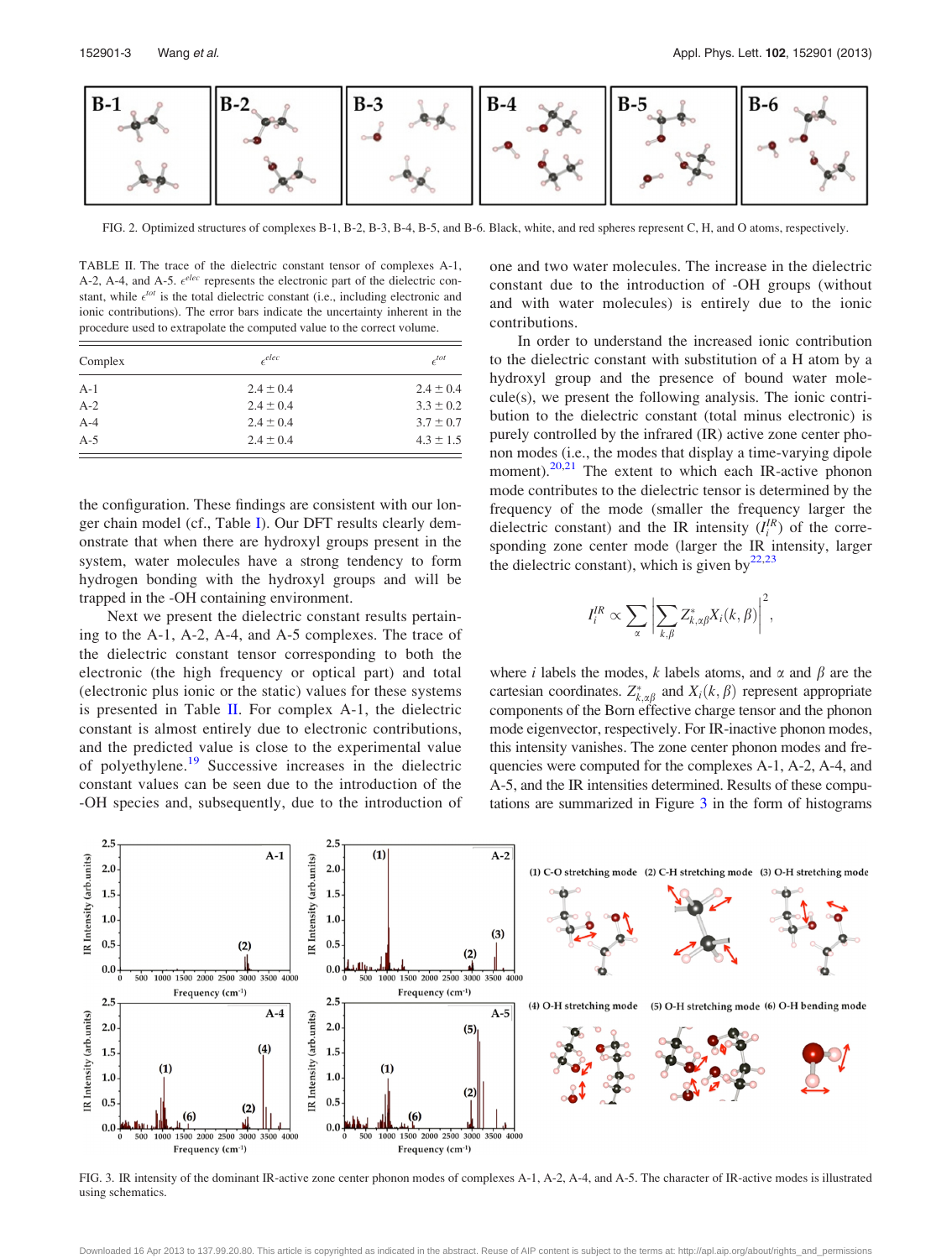FIG. 2. Optimized structures of complexes B-1, B-2, B-3, B-4, B-5, and B-6. Black, white, and red spheres represent C, H, and O atoms, respectively.

TABLE II. The trace of the dielectric constant tensor of complexes A-1, A-2, A-4, and A-5. $\epsilon^{elec}$ represents the electronic part of the dielectric constant, while $\epsilon^{tot}$ is the total dielectric constant (i.e., including electronic and ionic contributions). The error bars indicate the uncertainty inherent in the procedure used to extrapolate the computed value to the correct volume.

| Complex | $\epsilon^{elec}$ | $\epsilon^{tot}$ |
|---|---|---|
| A-1 | 2.4 ± 0.4 | 2.4 ± 0.4 |
| A-2 | 2.4 ± 0.4 | 3.3 ± 0.2 |
| A-4 | 2.4 ± 0.4 | 3.7 ± 0.7 |
| A-5 | 2.4 ± 0.4 | 4.3 ± 1.5 |

the configuration. These findings are consistent with our longer chain model (cf., Table I). Our DFT results clearly demonstrate that when there are hydroxyl groups present in the system, water molecules have a strong tendency to form hydrogen bonding with the hydroxyl groups and will be trapped in the -OH containing environment.

Next we present the dielectric constant results pertaining to the A-1, A-2, A-4, and A-5 complexes. The trace of the dielectric constant tensor corresponding to both the electronic (the high frequency or optical part) and total (electronic plus ionic or the static) values for these systems is presented in Table II. For complex A-1, the dielectric constant is almost entirely due to electronic contributions, and the predicted value is close to the experimental value of polyethylene.[19] Successive increases in the dielectric constant values can be seen due to the introduction of the -OH species and, subsequently, due to the introduction of one and two water molecules. The increase in the dielectric constant due to the introduction of -OH groups (without and with water molecules) is entirely due to the ionic contributions.

In order to understand the increased ionic contribution to the dielectric constant with substitution of a H atom by a hydroxyl group and the presence of bound water molecule(s), we present the following analysis. The ionic contribution to the dielectric constant (total minus electronic) is purely controlled by the infrared (IR) active zone center phonon modes (i.e., the modes that display a time-varying dipole moment).[20,21] The extent to which each IR-active phonon mode contributes to the dielectric tensor is determined by the frequency of the mode (smaller the frequency larger the dielectric constant) and the IR intensity ($I_i^{IR}$) of the corresponding zone center mode (larger the IR intensity, larger the dielectric constant), which is given by[22,23]

$$I_i^{IR} \propto \sum_{\alpha} \left| \sum_{k,\beta} Z^*_{k,\alpha\beta} X_i(k,\beta) \right|^2,$$

where $i$ labels the modes, $k$ labels atoms, and $\alpha$ and $\beta$ are the cartesian coordinates. $Z^*_{k,\alpha\beta}$ and $X_i(k,\beta)$ represent appropriate components of the Born effective charge tensor and the phonon mode eigenvector, respectively. For IR-inactive phonon modes, this intensity vanishes. The zone center phonon modes and frequencies were computed for the complexes A-1, A-2, A-4, and A-5, and the IR intensities determined. Results of these computations are summarized in Figure 3 in the form of histograms

FIG. 3. IR intensity of the dominant IR-active zone center phonon modes of complexes A-1, A-2, A-4, and A-5. The character of IR-active modes is illustrated using schematics.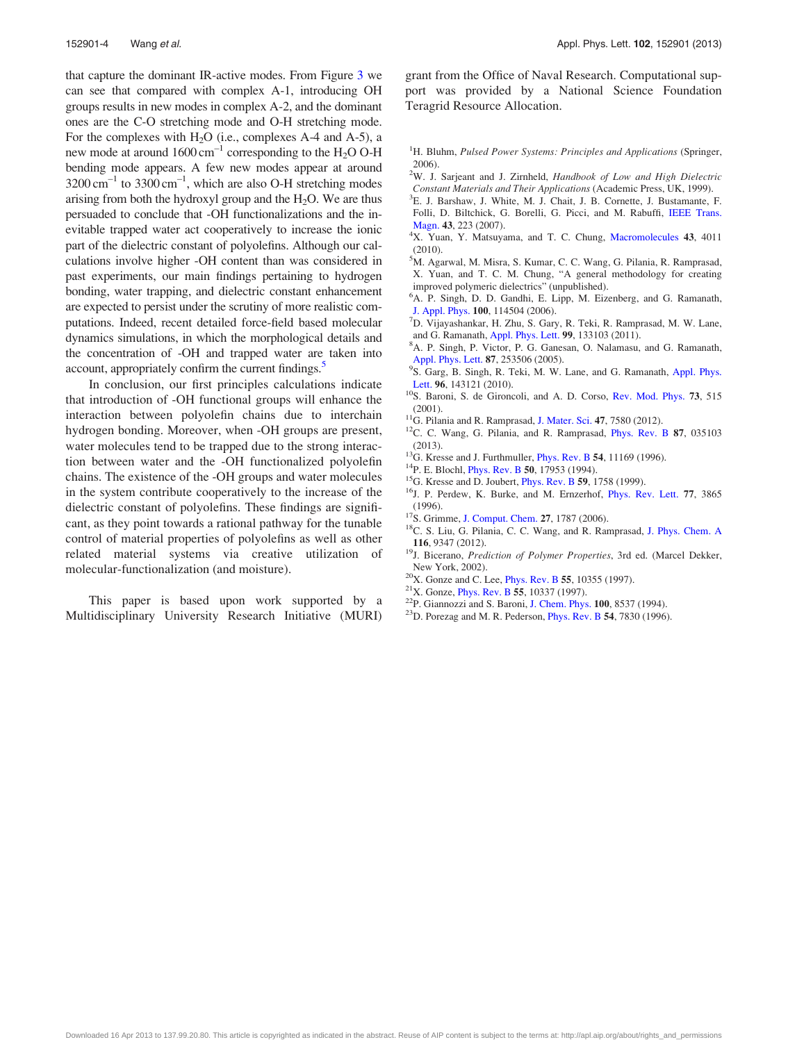that capture the dominant IR-active modes. From Figure 3 we can see that compared with complex A-1, introducing OH groups results in new modes in complex A-2, and the dominant ones are the C-O stretching mode and O-H stretching mode. For the complexes with $H_2O$ (i.e., complexes A-4 and A-5), a new mode at around 1600 $cm^{-1}$ corresponding to the $H_2O$ O-H bending mode appears. A few new modes appear at around 3200 $cm^{-1}$ to 3300 $cm^{-1}$, which are also O-H stretching modes arising from both the hydroxyl group and the $H_2O$. We are thus persuaded to conclude that -OH functionalizations and the inevitable trapped water act cooperatively to increase the ionic part of the dielectric constant of polyolefins. Although our calculations involve higher -OH content than was considered in past experiments, our main findings pertaining to hydrogen bonding, water trapping, and dielectric constant enhancement are expected to persist under the scrutiny of more realistic computations. Indeed, recent detailed force-field based molecular dynamics simulations, in which the morphological details and the concentration of -OH and trapped water are taken into account, appropriately confirm the current findings.[5]

In conclusion, our first principles calculations indicate that introduction of -OH functional groups will enhance the interaction between polyolefin chains due to interchain hydrogen bonding. Moreover, when -OH groups are present, water molecules tend to be trapped due to the strong interaction between water and the -OH functionalized polyolefin chains. The existence of the -OH groups and water molecules in the system contribute cooperatively to the increase of the dielectric constant of polyolefins. These findings are significant, as they point towards a rational pathway for the tunable control of material properties of polyolefins as well as other related material systems via creative utilization of molecular-functionalization (and moisture).

This paper is based upon work supported by a Multidisciplinary University Research Initiative (MURI) grant from the Office of Naval Research. Computational support was provided by a National Science Foundation Teragrid Resource Allocation.

[1] H. Bluhm, *Pulsed Power Systems: Principles and Applications* (Springer, 2006).
[2] W. J. Sarjeant and J. Zirnheld, *Handbook of Low and High Dielectric Constant Materials and Their Applications* (Academic Press, UK, 1999).
[3] E. J. Barshaw, J. White, M. J. Chait, J. B. Cornette, J. Bustamante, F. Folli, D. Biltchick, G. Borelli, G. Picci, and M. Rabuffi, IEEE Trans. Magn. **43**, 223 (2007).
[4] X. Yuan, Y. Matsuyama, and T. C. Chung, Macromolecules **43**, 4011 (2010).
[5] M. Agarwal, M. Misra, S. Kumar, C. C. Wang, G. Pilania, R. Ramprasad, X. Yuan, and T. C. M. Chung, "A general methodology for creating improved polymeric dielectrics" (unpublished).
[6] A. P. Singh, D. D. Gandhi, E. Lipp, M. Eizenberg, and G. Ramanath, J. Appl. Phys. **100**, 114504 (2006).
[7] D. Vijayashankar, H. Zhu, S. Gary, R. Teki, R. Ramprasad, M. W. Lane, and G. Ramanath, Appl. Phys. Lett. **99**, 133103 (2011).
[8] A. P. Singh, P. Victor, P. G. Ganesan, O. Nalamasu, and G. Ramanath, Appl. Phys. Lett. **87**, 253506 (2005).
[9] S. Garg, B. Singh, R. Teki, M. W. Lane, and G. Ramanath, Appl. Phys. Lett. **96**, 143121 (2010).
[10] S. Baroni, S. de Gironcoli, and A. D. Corso, Rev. Mod. Phys. **73**, 515 (2001).
[11] G. Pilania and R. Ramprasad, J. Mater. Sci. **47**, 7580 (2012).
[12] C. C. Wang, G. Pilania, and R. Ramprasad, Phys. Rev. B **87**, 035103 (2013).
[13] G. Kresse and J. Furthmuller, Phys. Rev. B **54**, 11169 (1996).
[14] P. E. Blochl, Phys. Rev. B **50**, 17953 (1994).
[15] G. Kresse and D. Joubert, Phys. Rev. B **59**, 1758 (1999).
[16] J. P. Perdew, K. Burke, and M. Ernzerhof, Phys. Rev. Lett. **77**, 3865 (1996).
[17] S. Grimme, J. Comput. Chem. **27**, 1787 (2006).
[18] C. S. Liu, G. Pilania, C. C. Wang, and R. Ramprasad, J. Phys. Chem. A **116**, 9347 (2012).
[19] J. Bicerano, *Prediction of Polymer Properties*, 3rd ed. (Marcel Dekker, New York, 2002).
[20] X. Gonze and C. Lee, Phys. Rev. B **55**, 10355 (1997).
[21] X. Gonze, Phys. Rev. B **55**, 10337 (1997).
[22] P. Giannozzi and S. Baroni, J. Chem. Phys. **100**, 8537 (1994).
[23] D. Porezag and M. R. Pederson, Phys. Rev. B **54**, 7830 (1996).